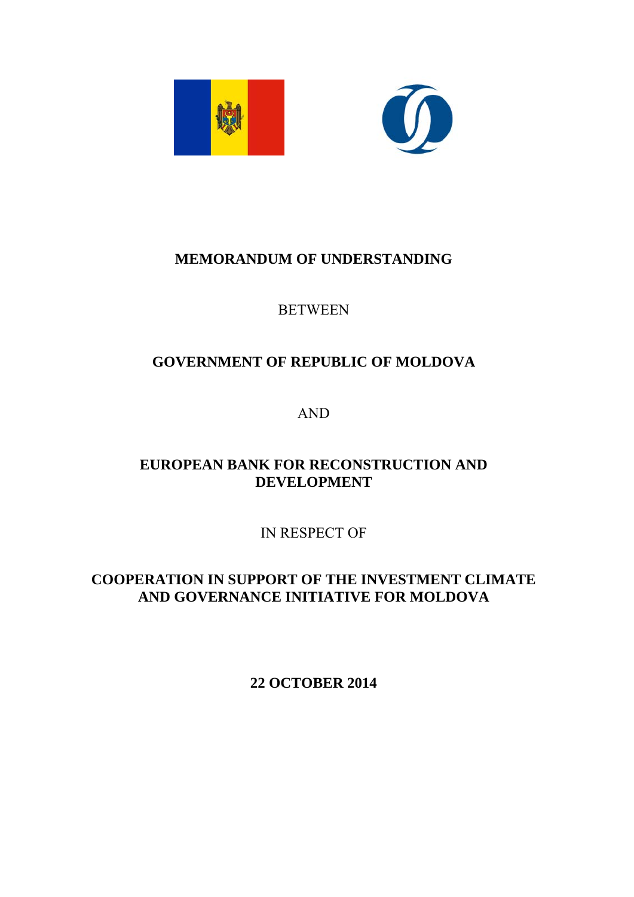# MEMORANDUM OF UNDERSTANDING

BETWEEN

**GOVERNMENT OF REPUBLIC OF MOLDOVA**

AND

**EUROPEAN BANK FOR RECONSTRUCTION AND DEVELOPMENT**

IN RESPECT OF

**COOPERATION IN SUPPORT OF THE INVESTMENT CLIMATE AND GOVERNANCE INITIATIVE FOR MOLDOVA**

**22 OCTOBER 2014**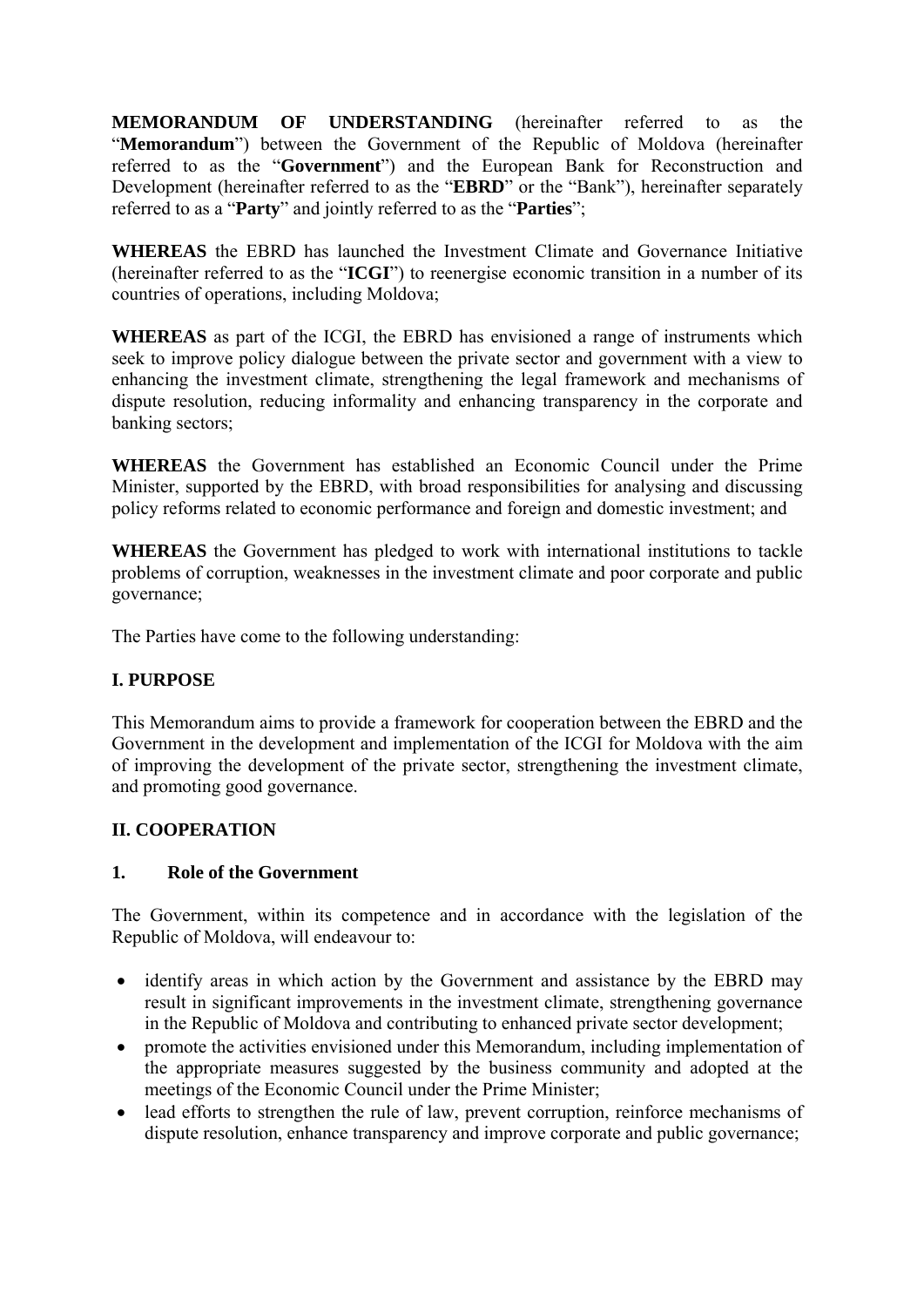**MEMORANDUM OF UNDERSTANDING** (hereinafter referred to as the "**Memorandum**") between the Government of the Republic of Moldova (hereinafter referred to as the "**Government**") and the European Bank for Reconstruction and Development (hereinafter referred to as the "**EBRD**" or the "Bank"), hereinafter separately referred to as a "**Party**" and jointly referred to as the "**Parties**";

**WHEREAS** the EBRD has launched the Investment Climate and Governance Initiative (hereinafter referred to as the "**ICGI**") to reenergise economic transition in a number of its countries of operations, including Moldova;

**WHEREAS** as part of the ICGI, the EBRD has envisioned a range of instruments which seek to improve policy dialogue between the private sector and government with a view to enhancing the investment climate, strengthening the legal framework and mechanisms of dispute resolution, reducing informality and enhancing transparency in the corporate and banking sectors;

**WHEREAS** the Government has established an Economic Council under the Prime Minister, supported by the EBRD, with broad responsibilities for analysing and discussing policy reforms related to economic performance and foreign and domestic investment; and

**WHEREAS** the Government has pledged to work with international institutions to tackle problems of corruption, weaknesses in the investment climate and poor corporate and public governance;

The Parties have come to the following understanding:

## I. PURPOSE

This Memorandum aims to provide a framework for cooperation between the EBRD and the Government in the development and implementation of the ICGI for Moldova with the aim of improving the development of the private sector, strengthening the investment climate, and promoting good governance.

## II. COOPERATION

### 1. Role of the Government

The Government, within its competence and in accordance with the legislation of the Republic of Moldova, will endeavour to:

- identify areas in which action by the Government and assistance by the EBRD may result in significant improvements in the investment climate, strengthening governance in the Republic of Moldova and contributing to enhanced private sector development;
- promote the activities envisioned under this Memorandum, including implementation of the appropriate measures suggested by the business community and adopted at the meetings of the Economic Council under the Prime Minister;
- lead efforts to strengthen the rule of law, prevent corruption, reinforce mechanisms of dispute resolution, enhance transparency and improve corporate and public governance;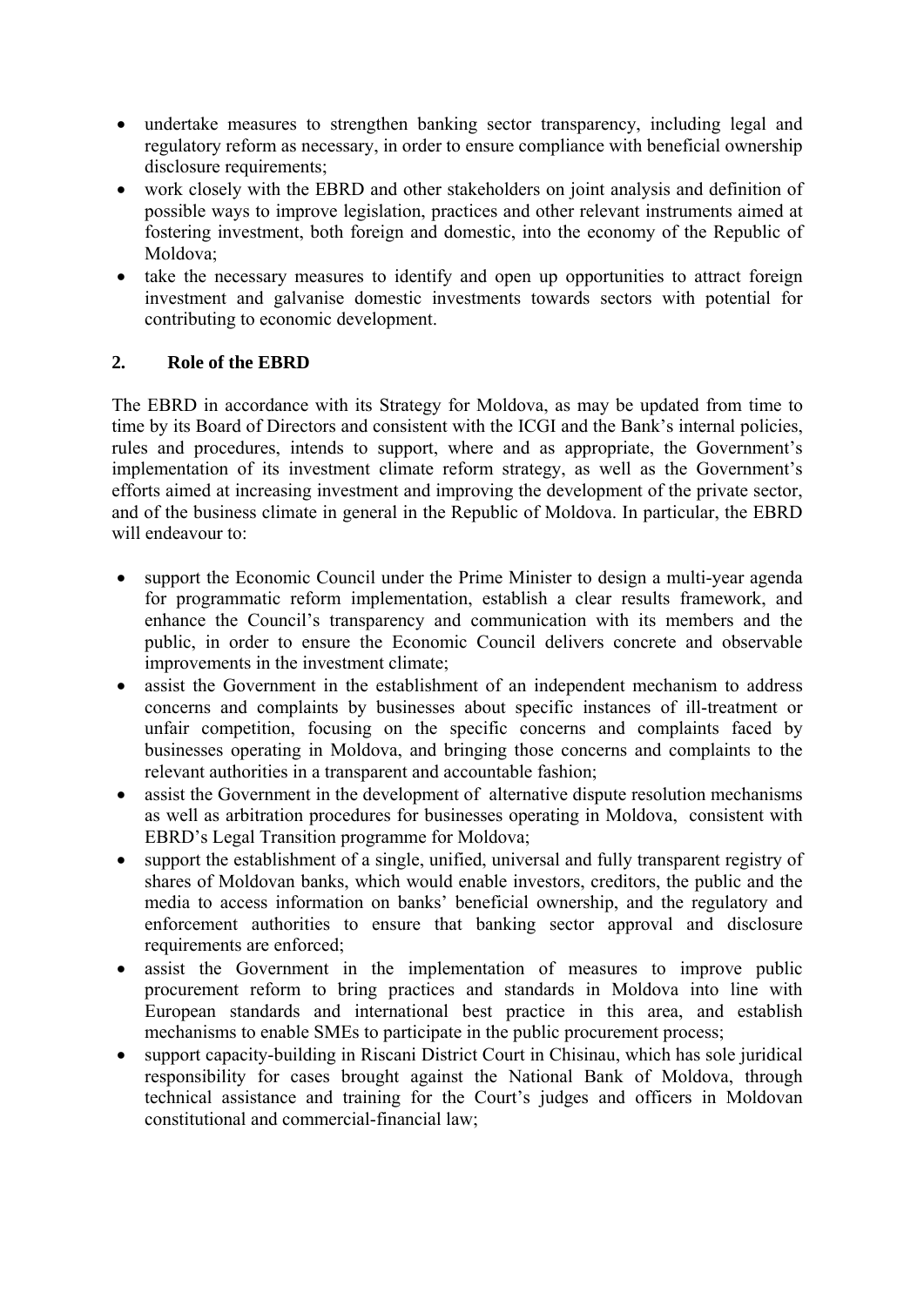- undertake measures to strengthen banking sector transparency, including legal and regulatory reform as necessary, in order to ensure compliance with beneficial ownership disclosure requirements;
- work closely with the EBRD and other stakeholders on joint analysis and definition of possible ways to improve legislation, practices and other relevant instruments aimed at fostering investment, both foreign and domestic, into the economy of the Republic of Moldova;
- take the necessary measures to identify and open up opportunities to attract foreign investment and galvanise domestic investments towards sectors with potential for contributing to economic development.

## 2. Role of the EBRD

The EBRD in accordance with its Strategy for Moldova, as may be updated from time to time by its Board of Directors and consistent with the ICGI and the Bank's internal policies, rules and procedures, intends to support, where and as appropriate, the Government's implementation of its investment climate reform strategy, as well as the Government's efforts aimed at increasing investment and improving the development of the private sector, and of the business climate in general in the Republic of Moldova. In particular, the EBRD will endeavour to:

- support the Economic Council under the Prime Minister to design a multi-year agenda for programmatic reform implementation, establish a clear results framework, and enhance the Council's transparency and communication with its members and the public, in order to ensure the Economic Council delivers concrete and observable improvements in the investment climate;
- assist the Government in the establishment of an independent mechanism to address concerns and complaints by businesses about specific instances of ill-treatment or unfair competition, focusing on the specific concerns and complaints faced by businesses operating in Moldova, and bringing those concerns and complaints to the relevant authorities in a transparent and accountable fashion;
- assist the Government in the development of alternative dispute resolution mechanisms as well as arbitration procedures for businesses operating in Moldova, consistent with EBRD's Legal Transition programme for Moldova;
- support the establishment of a single, unified, universal and fully transparent registry of shares of Moldovan banks, which would enable investors, creditors, the public and the media to access information on banks' beneficial ownership, and the regulatory and enforcement authorities to ensure that banking sector approval and disclosure requirements are enforced;
- assist the Government in the implementation of measures to improve public procurement reform to bring practices and standards in Moldova into line with European standards and international best practice in this area, and establish mechanisms to enable SMEs to participate in the public procurement process;
- support capacity-building in Riscani District Court in Chisinau, which has sole juridical responsibility for cases brought against the National Bank of Moldova, through technical assistance and training for the Court's judges and officers in Moldovan constitutional and commercial-financial law;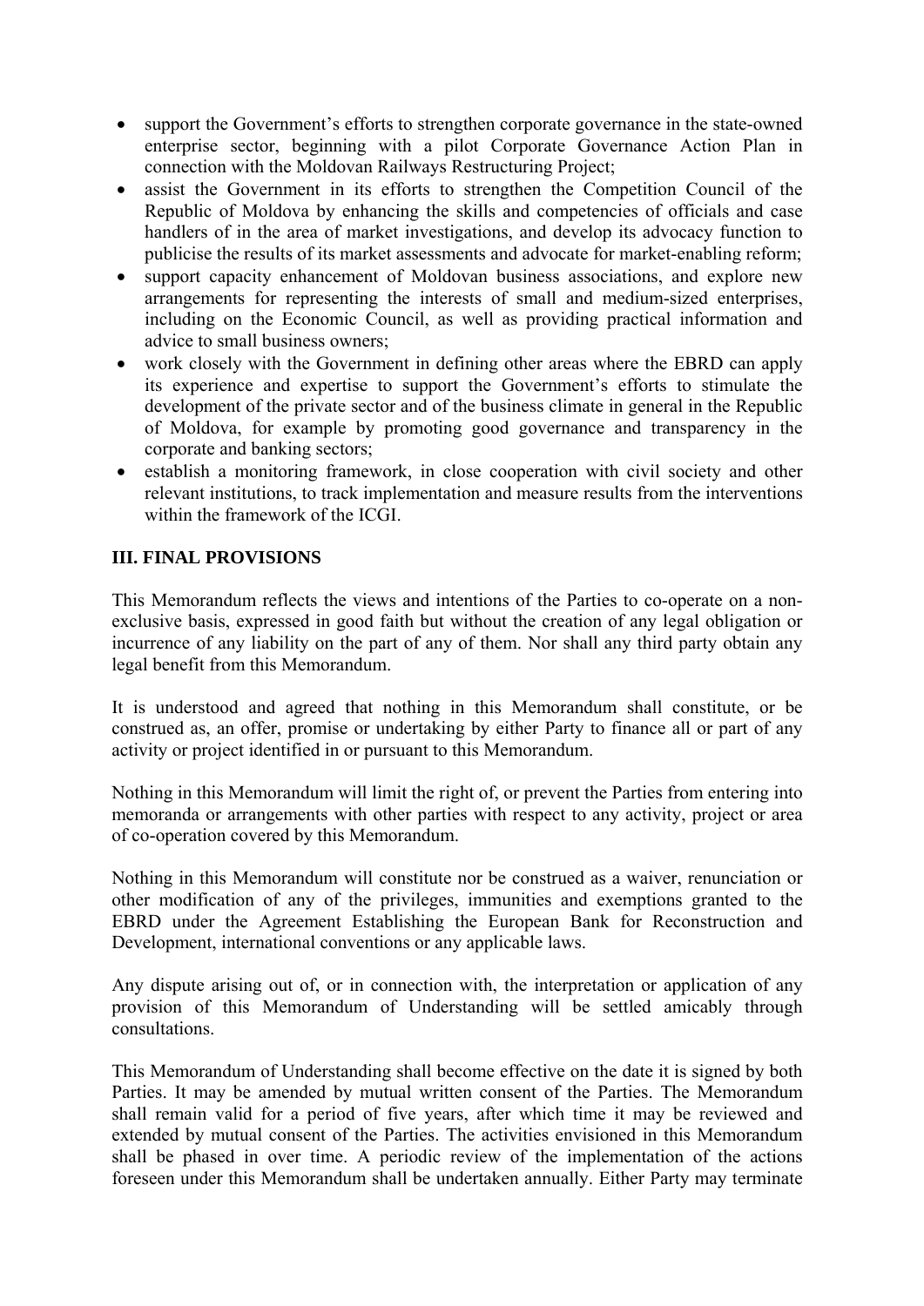- support the Government's efforts to strengthen corporate governance in the state-owned enterprise sector, beginning with a pilot Corporate Governance Action Plan in connection with the Moldovan Railways Restructuring Project;
- assist the Government in its efforts to strengthen the Competition Council of the Republic of Moldova by enhancing the skills and competencies of officials and case handlers of in the area of market investigations, and develop its advocacy function to publicise the results of its market assessments and advocate for market-enabling reform;
- support capacity enhancement of Moldovan business associations, and explore new arrangements for representing the interests of small and medium-sized enterprises, including on the Economic Council, as well as providing practical information and advice to small business owners;
- work closely with the Government in defining other areas where the EBRD can apply its experience and expertise to support the Government's efforts to stimulate the development of the private sector and of the business climate in general in the Republic of Moldova, for example by promoting good governance and transparency in the corporate and banking sectors;
- establish a monitoring framework, in close cooperation with civil society and other relevant institutions, to track implementation and measure results from the interventions within the framework of the ICGI.

## III. FINAL PROVISIONS

This Memorandum reflects the views and intentions of the Parties to co-operate on a non-exclusive basis, expressed in good faith but without the creation of any legal obligation or incurrence of any liability on the part of any of them. Nor shall any third party obtain any legal benefit from this Memorandum.

It is understood and agreed that nothing in this Memorandum shall constitute, or be construed as, an offer, promise or undertaking by either Party to finance all or part of any activity or project identified in or pursuant to this Memorandum.

Nothing in this Memorandum will limit the right of, or prevent the Parties from entering into memoranda or arrangements with other parties with respect to any activity, project or area of co-operation covered by this Memorandum.

Nothing in this Memorandum will constitute nor be construed as a waiver, renunciation or other modification of any of the privileges, immunities and exemptions granted to the EBRD under the Agreement Establishing the European Bank for Reconstruction and Development, international conventions or any applicable laws.

Any dispute arising out of, or in connection with, the interpretation or application of any provision of this Memorandum of Understanding will be settled amicably through consultations.

This Memorandum of Understanding shall become effective on the date it is signed by both Parties. It may be amended by mutual written consent of the Parties. The Memorandum shall remain valid for a period of five years, after which time it may be reviewed and extended by mutual consent of the Parties. The activities envisioned in this Memorandum shall be phased in over time. A periodic review of the implementation of the actions foreseen under this Memorandum shall be undertaken annually. Either Party may terminate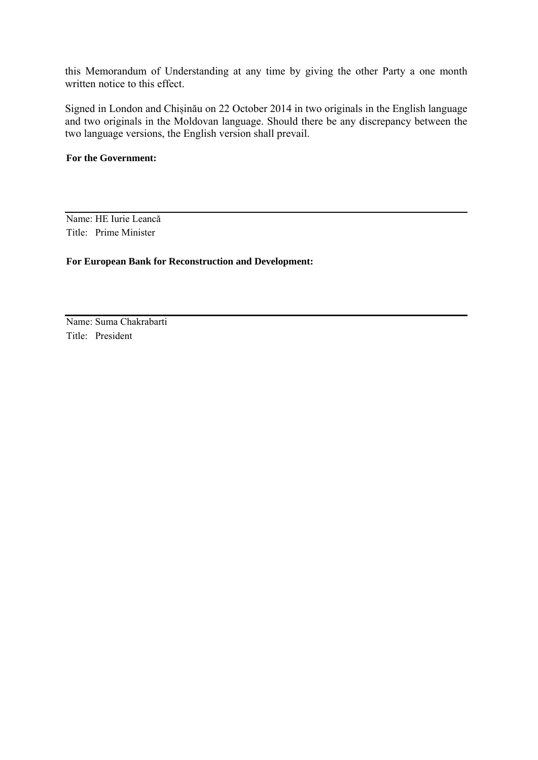this Memorandum of Understanding at any time by giving the other Party a one month written notice to this effect.

Signed in London and Chișinău on 22 October 2014 in two originals in the English language and two originals in the Moldovan language. Should there be any discrepancy between the two language versions, the English version shall prevail.

**For the Government:**

Name: HE Iurie Leancă
Title: Prime Minister

**For European Bank for Reconstruction and Development:**

Name: Suma Chakrabarti
Title: President